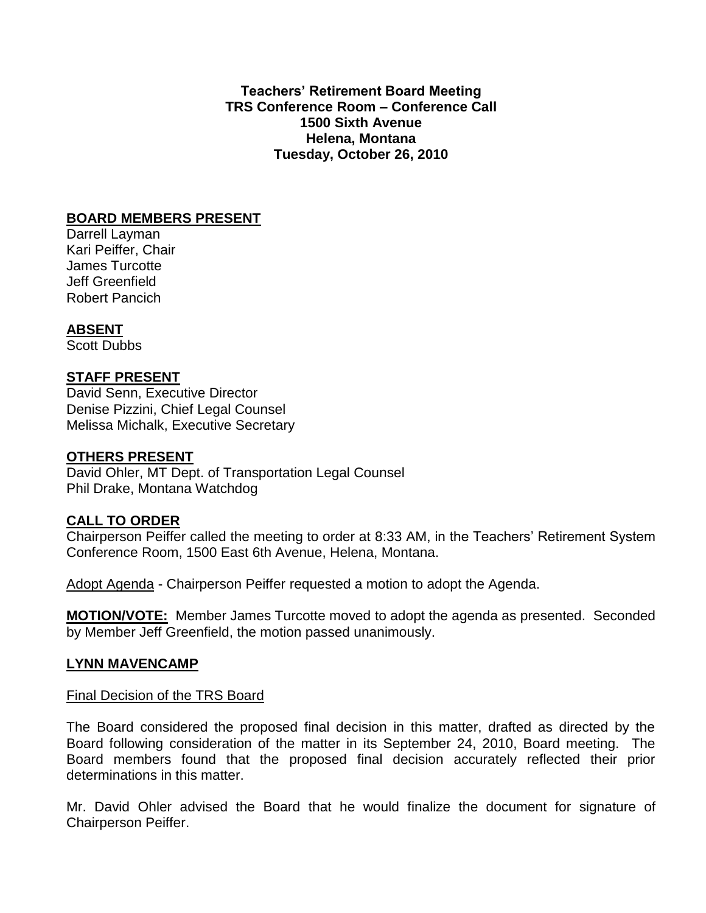**Teachers' Retirement Board Meeting**
**TRS Conference Room – Conference Call**
**1500 Sixth Avenue**
**Helena, Montana**
**Tuesday, October 26, 2010**

## BOARD MEMBERS PRESENT

Darrell Layman
Kari Peiffer, Chair
James Turcotte
Jeff Greenfield
Robert Pancich

## ABSENT

Scott Dubbs

## STAFF PRESENT

David Senn, Executive Director
Denise Pizzini, Chief Legal Counsel
Melissa Michalk, Executive Secretary

## OTHERS PRESENT

David Ohler, MT Dept. of Transportation Legal Counsel
Phil Drake, Montana Watchdog

## CALL TO ORDER

Chairperson Peiffer called the meeting to order at 8:33 AM, in the Teachers' Retirement System Conference Room, 1500 East 6th Avenue, Helena, Montana.

Adopt Agenda - Chairperson Peiffer requested a motion to adopt the Agenda.

**MOTION/VOTE:** Member James Turcotte moved to adopt the agenda as presented. Seconded by Member Jeff Greenfield, the motion passed unanimously.

## LYNN MAVENCAMP

Final Decision of the TRS Board

The Board considered the proposed final decision in this matter, drafted as directed by the Board following consideration of the matter in its September 24, 2010, Board meeting. The Board members found that the proposed final decision accurately reflected their prior determinations in this matter.

Mr. David Ohler advised the Board that he would finalize the document for signature of Chairperson Peiffer.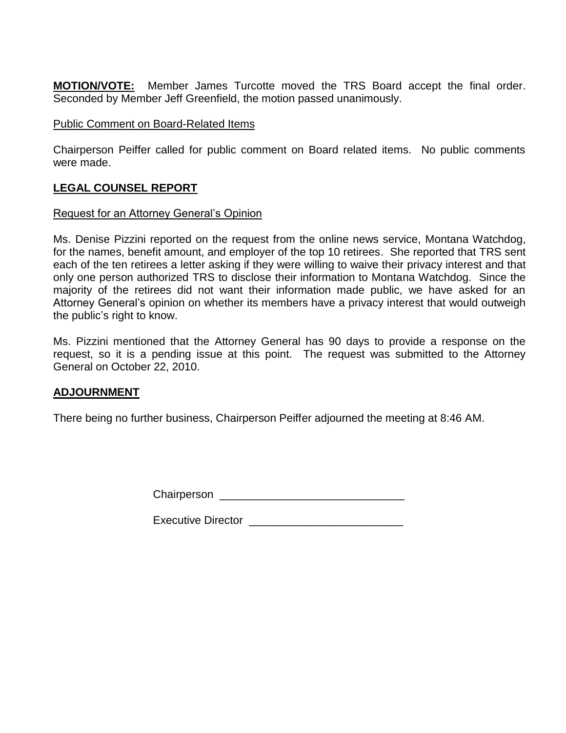**MOTION/VOTE:** Member James Turcotte moved the TRS Board accept the final order. Seconded by Member Jeff Greenfield, the motion passed unanimously.

Public Comment on Board-Related Items

Chairperson Peiffer called for public comment on Board related items. No public comments were made.

## LEGAL COUNSEL REPORT

Request for an Attorney General's Opinion

Ms. Denise Pizzini reported on the request from the online news service, Montana Watchdog, for the names, benefit amount, and employer of the top 10 retirees. She reported that TRS sent each of the ten retirees a letter asking if they were willing to waive their privacy interest and that only one person authorized TRS to disclose their information to Montana Watchdog. Since the majority of the retirees did not want their information made public, we have asked for an Attorney General's opinion on whether its members have a privacy interest that would outweigh the public's right to know.

Ms. Pizzini mentioned that the Attorney General has 90 days to provide a response on the request, so it is a pending issue at this point. The request was submitted to the Attorney General on October 22, 2010.

## ADJOURNMENT

There being no further business, Chairperson Peiffer adjourned the meeting at 8:46 AM.

Chairperson ______________________________

Executive Director _________________________